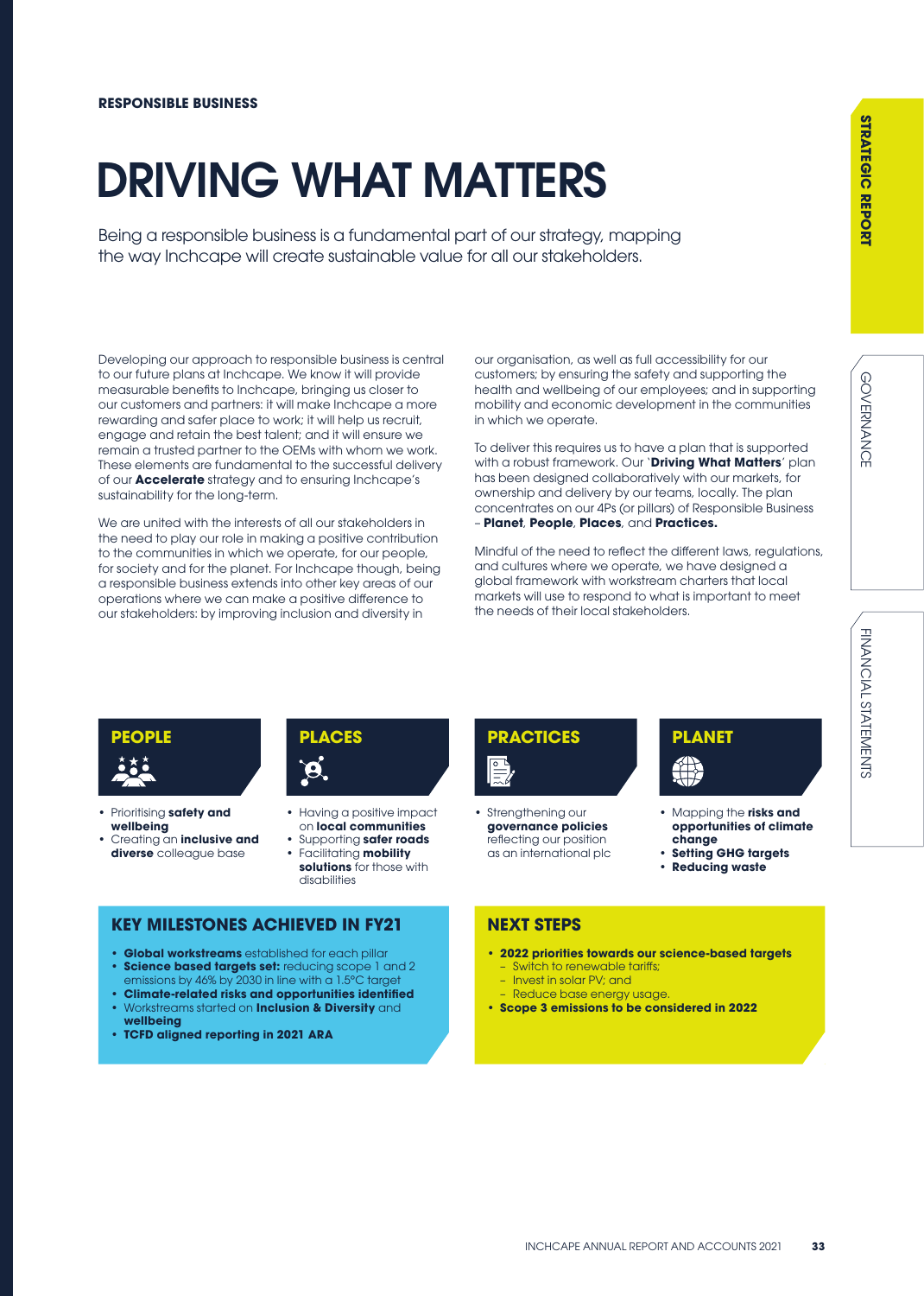RESPONSIBLE BUSINESS

# DRIVING WHAT MATTERS

Being a responsible business is a fundamental part of our strategy, mapping the way Inchcape will create sustainable value for all our stakeholders.

Developing our approach to responsible business is central to our future plans at Inchcape. We know it will provide measurable benefits to Inchcape, bringing us closer to our customers and partners: it will make Inchcape a more rewarding and safer place to work; it will help us recruit, engage and retain the best talent; and it will ensure we remain a trusted partner to the OEMs with whom we work. These elements are fundamental to the successful delivery of our **Accelerate** strategy and to ensuring Inchcape's sustainability for the long-term.

We are united with the interests of all our stakeholders in the need to play our role in making a positive contribution to the communities in which we operate, for our people, for society and for the planet. For Inchcape though, being a responsible business extends into other key areas of our operations where we can make a positive difference to our stakeholders: by improving inclusion and diversity in our organisation, as well as full accessibility for our customers; by ensuring the safety and supporting the health and wellbeing of our employees; and in supporting mobility and economic development in the communities in which we operate.

To deliver this requires us to have a plan that is supported with a robust framework. Our '**Driving What Matters**' plan has been designed collaboratively with our markets, for ownership and delivery by our teams, locally. The plan concentrates on our 4Ps (or pillars) of Responsible Business – **Planet**, **People**, **Places**, and **Practices.**

Mindful of the need to reflect the different laws, regulations, and cultures where we operate, we have designed a global framework with workstream charters that local markets will use to respond to what is important to meet the needs of their local stakeholders.

## PEOPLE

- Prioritising **safety and wellbeing**
- Creating an **inclusive and diverse** colleague base

## PLACES

- Having a positive impact on **local communities**
- Supporting **safer roads**
- Facilitating **mobility solutions** for those with disabilities

## PRACTICES

- Strengthening our **governance policies** reflecting our position as an international plc

## PLANET

- Mapping the **risks and opportunities of climate change**
- **Setting GHG targets**
- **Reducing waste**

## KEY MILESTONES ACHIEVED IN FY21

- **Global workstreams** established for each pillar
- **Science based targets set:** reducing scope 1 and 2 emissions by 46% by 2030 in line with a 1.5°C target
- **Climate-related risks and opportunities identified**
- Workstreams started on **Inclusion & Diversity** and **wellbeing**
- **TCFD aligned reporting in 2021 ARA**

## NEXT STEPS

- **2022 priorities towards our science-based targets**
  - Switch to renewable tariffs;
  - Invest in solar PV; and
  - Reduce base energy usage.
- **Scope 3 emissions to be considered in 2022**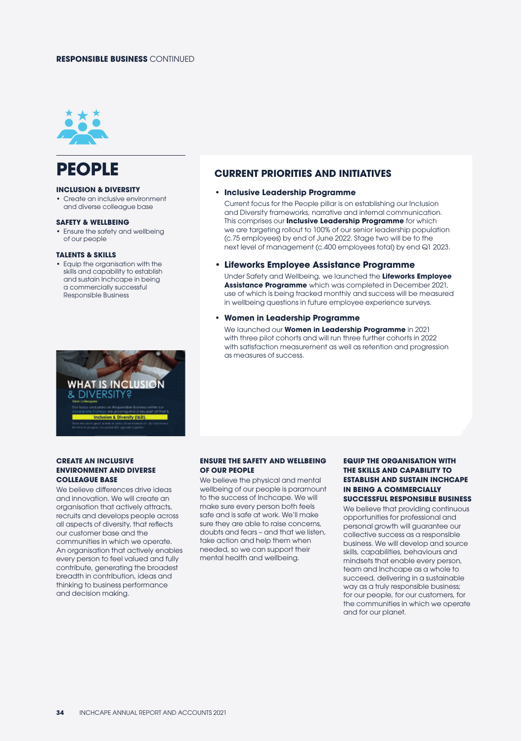RESPONSIBLE BUSINESS CONTINUED

# PEOPLE

**INCLUSION & DIVERSITY**

- Create an inclusive environment and diverse colleague base

**SAFETY & WELLBEING**

- Ensure the safety and wellbeing of our people

**TALENTS & SKILLS**

- Equip the organisation with the skills and capability to establish and sustain Inchcape in being a commercially successful Responsible Business

## CURRENT PRIORITIES AND INITIATIVES

- **Inclusive Leadership Programme**

  Current focus for the People pillar is on establishing our Inclusion and Diversity frameworks, narrative and internal communication. This comprises our **Inclusive Leadership Programme** for which we are targeting rollout to 100% of our senior leadership population (c.75 employees) by end of June 2022. Stage two will be to the next level of management (c.400 employees total) by end Q1 2023.

- **Lifeworks Employee Assistance Programme**

  Under Safety and Wellbeing, we launched the **Lifeworks Employee Assistance Programme** which was completed in December 2021, use of which is being tracked monthly and success will be measured in wellbeing questions in future employee experience surveys.

- **Women in Leadership Programme**

  We launched our **Women in Leadership Programme** in 2021 with three pilot cohorts and will run three further cohorts in 2022 with satisfaction measurement as well as retention and progression as measures of success.

### CREATE AN INCLUSIVE ENVIRONMENT AND DIVERSE COLLEAGUE BASE

We believe differences drive ideas and innovation. We will create an organisation that actively attracts, recruits and develops people across all aspects of diversity, that reflects our customer base and the communities in which we operate. An organisation that actively enables every person to feel valued and fully contribute, generating the broadest breadth in contribution, ideas and thinking to business performance and decision making.

### ENSURE THE SAFETY AND WELLBEING OF OUR PEOPLE

We believe the physical and mental wellbeing of our people is paramount to the success of Inchcape. We will make sure every person both feels safe and is safe at work. We'll make sure they are able to raise concerns, doubts and fears – and that we listen, take action and help them when needed, so we can support their mental health and wellbeing.

### EQUIP THE ORGANISATION WITH THE SKILLS AND CAPABILITY TO ESTABLISH AND SUSTAIN INCHCAPE IN BEING A COMMERCIALLY SUCCESSFUL RESPONSIBLE BUSINESS

We believe that providing continuous opportunities for professional and personal growth will guarantee our collective success as a responsible business. We will develop and source skills, capabilities, behaviours and mindsets that enable every person, team and Inchcape as a whole to succeed, delivering in a sustainable way as a truly responsible business; for our people, for our customers, for the communities in which we operate and for our planet.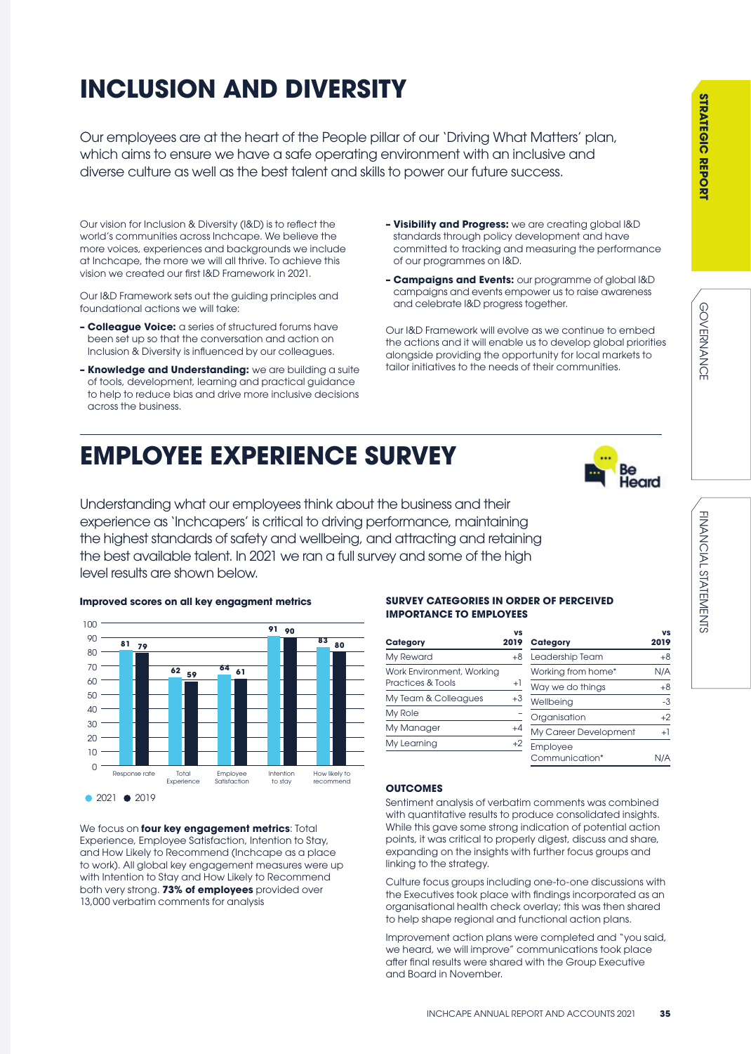# INCLUSION AND DIVERSITY

Our employees are at the heart of the People pillar of our 'Driving What Matters' plan, which aims to ensure we have a safe operating environment with an inclusive and diverse culture as well as the best talent and skills to power our future success.

Our vision for Inclusion & Diversity (I&D) is to reflect the world's communities across Inchcape. We believe the more voices, experiences and backgrounds we include at Inchcape, the more we will all thrive. To achieve this vision we created our first I&D Framework in 2021.

Our I&D Framework sets out the guiding principles and foundational actions we will take:

- **Colleague Voice:** a series of structured forums have been set up so that the conversation and action on Inclusion & Diversity is influenced by our colleagues.
- **Knowledge and Understanding:** we are building a suite of tools, development, learning and practical guidance to help to reduce bias and drive more inclusive decisions across the business.
- **Visibility and Progress:** we are creating global I&D standards through policy development and have committed to tracking and measuring the performance of our programmes on I&D.
- **Campaigns and Events:** our programme of global I&D campaigns and events empower us to raise awareness and celebrate I&D progress together.

Our I&D Framework will evolve as we continue to embed the actions and it will enable us to develop global priorities alongside providing the opportunity for local markets to tailor initiatives to the needs of their communities.

# EMPLOYEE EXPERIENCE SURVEY

Be Heard

Understanding what our employees think about the business and their experience as 'Inchcapers' is critical to driving performance, maintaining the highest standards of safety and wellbeing, and attracting and retaining the best available talent. In 2021 we ran a full survey and some of the high level results are shown below.

**Improved scores on all key engagment metrics**

| | 2021 | 2019 |
|---|---|---|
| Response rate | 81 | 79 |
| Total Experience | 62 | 59 |
| Employee Satisfaction | 64 | 61 |
| Intention to stay | 91 | 90 |
| How likely to recommend | 83 | 80 |

We focus on **four key engagement metrics**: Total Experience, Employee Satisfaction, Intention to Stay, and How Likely to Recommend (Inchcape as a place to work). All global key engagement measures were up with Intention to Stay and How Likely to Recommend both very strong. **73% of employees** provided over 13,000 verbatim comments for analysis

**SURVEY CATEGORIES IN ORDER OF PERCEIVED IMPORTANCE TO EMPLOYEES**

| Category | vs 2019 | Category | vs 2019 |
|---|---|---|---|
| My Reward | +8 | Leadership Team | +8 |
| Work Environment, Working Practices & Tools | +1 | Working from home* | N/A |
| My Team & Colleagues | +3 | Way we do things | +8 |
| My Role | – | Wellbeing | -3 |
| My Manager | +4 | Organisation | +2 |
| My Learning | +2 | My Career Development | +1 |
| | | Employee Communication* | N/A |

**OUTCOMES**

Sentiment analysis of verbatim comments was combined with quantitative results to produce consolidated insights. While this gave some strong indication of potential action points, it was critical to properly digest, discuss and share, expanding on the insights with further focus groups and linking to the strategy.

Culture focus groups including one-to-one discussions with the Executives took place with findings incorporated as an organisational health check overlay; this was then shared to help shape regional and functional action plans.

Improvement action plans were completed and "you said, we heard, we will improve" communications took place after final results were shared with the Group Executive and Board in November.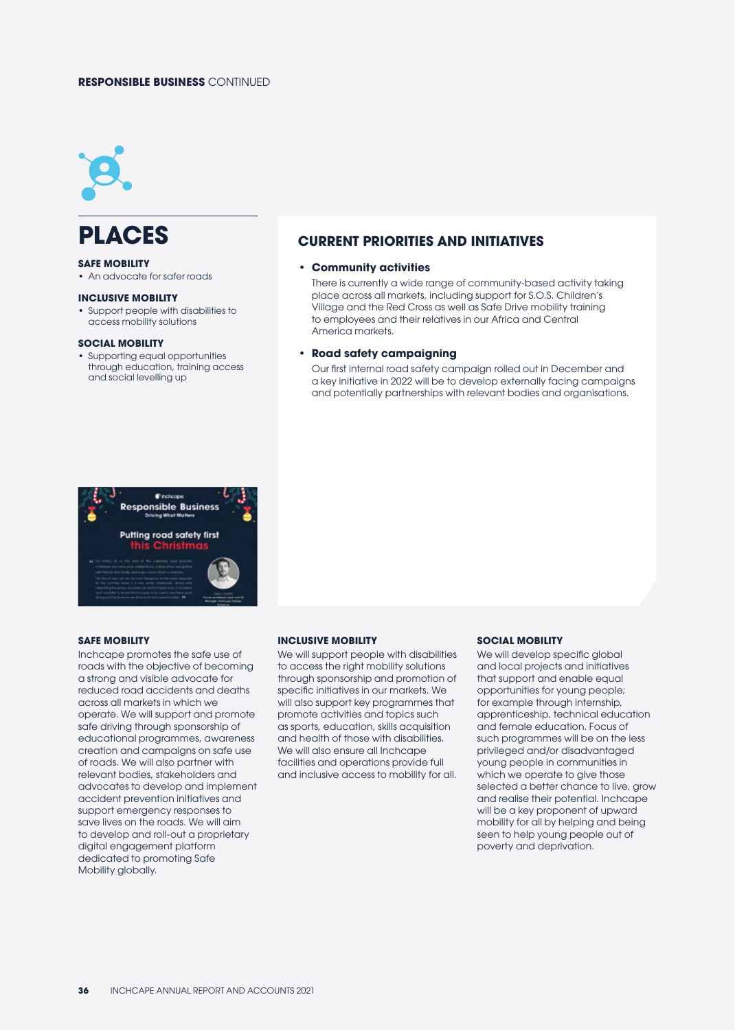RESPONSIBLE BUSINESS CONTINUED

# PLACES

### SAFE MOBILITY
- An advocate for safer roads

### INCLUSIVE MOBILITY
- Support people with disabilities to access mobility solutions

### SOCIAL MOBILITY
- Supporting equal opportunities through education, training access and social levelling up

## CURRENT PRIORITIES AND INITIATIVES

- **Community activities**
  There is currently a wide range of community-based activity taking place across all markets, including support for S.O.S. Children's Village and the Red Cross as well as Safe Drive mobility training to employees and their relatives in our Africa and Central America markets.

- **Road safety campaigning**
  Our first internal road safety campaign rolled out in December and a key initiative in 2022 will be to develop externally facing campaigns and potentially partnerships with relevant bodies and organisations.

### SAFE MOBILITY

Inchcape promotes the safe use of roads with the objective of becoming a strong and visible advocate for reduced road accidents and deaths across all markets in which we operate. We will support and promote safe driving through sponsorship of educational programmes, awareness creation and campaigns on safe use of roads. We will also partner with relevant bodies, stakeholders and advocates to develop and implement accident prevention initiatives and support emergency responses to save lives on the roads. We will aim to develop and roll-out a proprietary digital engagement platform dedicated to promoting Safe Mobility globally.

### INCLUSIVE MOBILITY

We will support people with disabilities to access the right mobility solutions through sponsorship and promotion of specific initiatives in our markets. We will also support key programmes that promote activities and topics such as sports, education, skills acquisition and health of those with disabilities. We will also ensure all Inchcape facilities and operations provide full and inclusive access to mobility for all.

### SOCIAL MOBILITY

We will develop specific global and local projects and initiatives that support and enable equal opportunities for young people; for example through internship, apprenticeship, technical education and female education. Focus of such programmes will be on the less privileged and/or disadvantaged young people in communities in which we operate to give those selected a better chance to live, grow and realise their potential. Inchcape will be a key proponent of upward mobility for all by helping and being seen to help young people out of poverty and deprivation.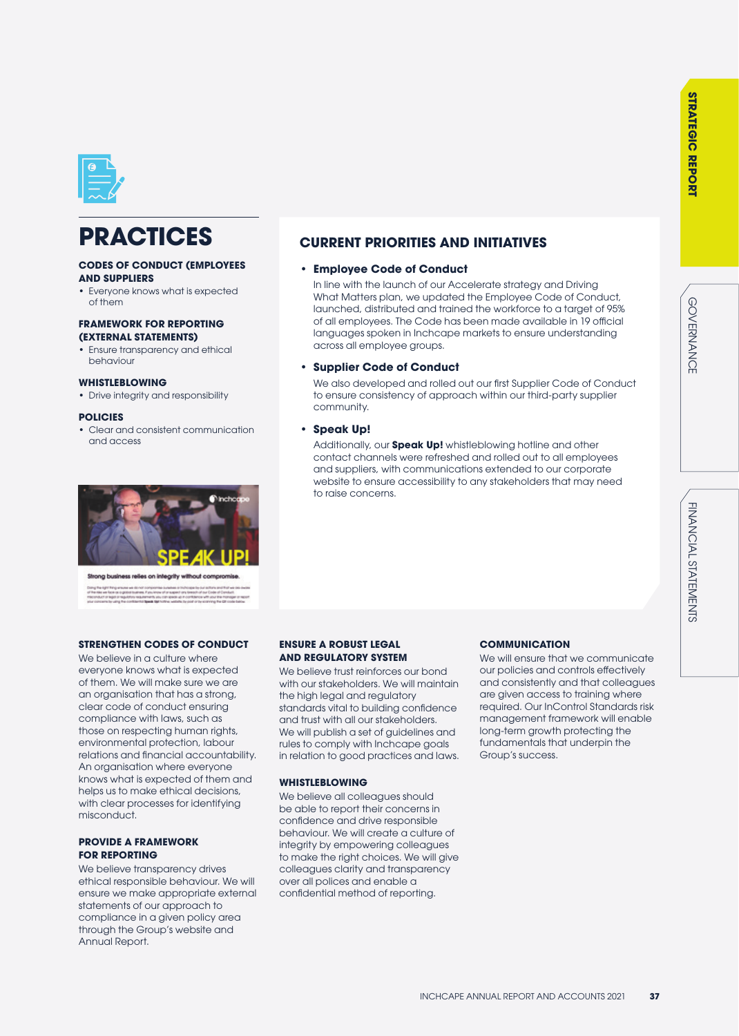# PRACTICES

**CODES OF CONDUCT (EMPLOYEES AND SUPPLIERS)**
- Everyone knows what is expected of them

**FRAMEWORK FOR REPORTING (EXTERNAL STATEMENTS)**
- Ensure transparency and ethical behaviour

**WHISTLEBLOWING**
- Drive integrity and responsibility

**POLICIES**
- Clear and consistent communication and access

## CURRENT PRIORITIES AND INITIATIVES

- **Employee Code of Conduct**

  In line with the launch of our Accelerate strategy and Driving What Matters plan, we updated the Employee Code of Conduct, launched, distributed and trained the workforce to a target of 95% of all employees. The Code has been made available in 19 official languages spoken in Inchcape markets to ensure understanding across all employee groups.

- **Supplier Code of Conduct**

  We also developed and rolled out our first Supplier Code of Conduct to ensure consistency of approach within our third-party supplier community.

- **Speak Up!**

  Additionally, our **Speak Up!** whistleblowing hotline and other contact channels were refreshed and rolled out to all employees and suppliers, with communications extended to our corporate website to ensure accessibility to any stakeholders that may need to raise concerns.

### STRENGTHEN CODES OF CONDUCT

We believe in a culture where everyone knows what is expected of them. We will make sure we are an organisation that has a strong, clear code of conduct ensuring compliance with laws, such as those on respecting human rights, environmental protection, labour relations and financial accountability. An organisation where everyone knows what is expected of them and helps us to make ethical decisions, with clear processes for identifying misconduct.

### PROVIDE A FRAMEWORK FOR REPORTING

We believe transparency drives ethical responsible behaviour. We will ensure we make appropriate external statements of our approach to compliance in a given policy area through the Group's website and Annual Report.

### ENSURE A ROBUST LEGAL AND REGULATORY SYSTEM

We believe trust reinforces our bond with our stakeholders. We will maintain the high legal and regulatory standards vital to building confidence and trust with all our stakeholders. We will publish a set of guidelines and rules to comply with Inchcape goals in relation to good practices and laws.

### WHISTLEBLOWING

We believe all colleagues should be able to report their concerns in confidence and drive responsible behaviour. We will create a culture of integrity by empowering colleagues to make the right choices. We will give colleagues clarity and transparency over all polices and enable a confidential method of reporting.

### COMMUNICATION

We will ensure that we communicate our policies and controls effectively and consistently and that colleagues are given access to training where required. Our InControl Standards risk management framework will enable long-term growth protecting the fundamentals that underpin the Group's success.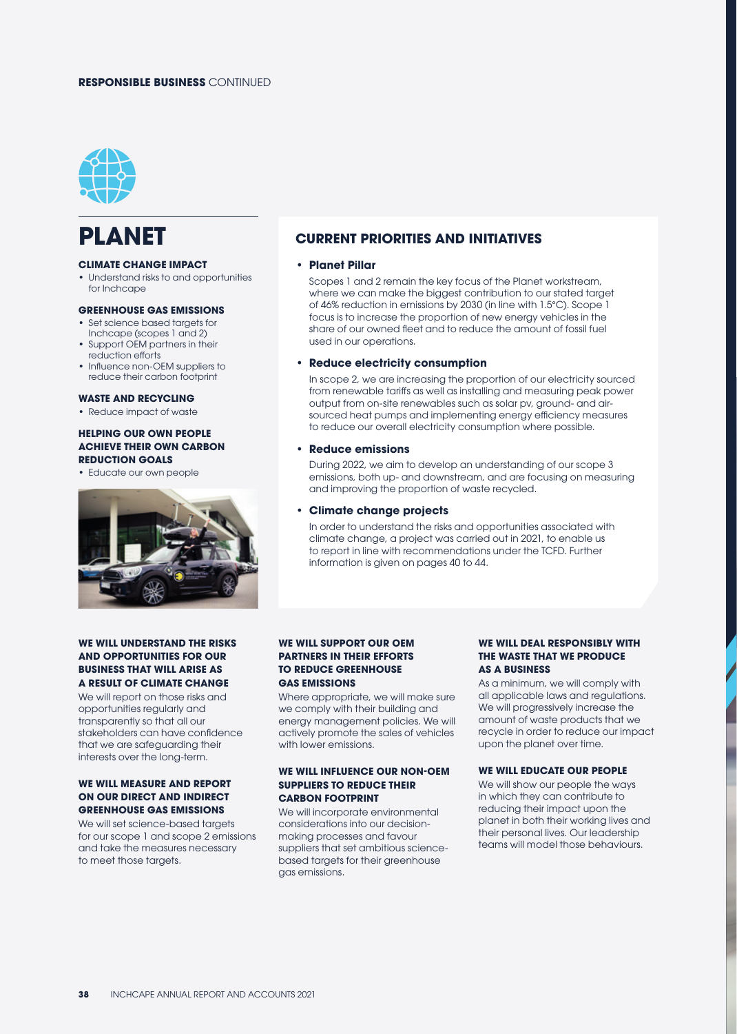**RESPONSIBLE BUSINESS** CONTINUED

# PLANET

### CLIMATE CHANGE IMPACT

- Understand risks to and opportunities for Inchcape

### GREENHOUSE GAS EMISSIONS

- Set science based targets for Inchcape (scopes 1 and 2)
- Support OEM partners in their reduction efforts
- Influence non-OEM suppliers to reduce their carbon footprint

### WASTE AND RECYCLING

- Reduce impact of waste

### HELPING OUR OWN PEOPLE ACHIEVE THEIR OWN CARBON REDUCTION GOALS

- Educate our own people

## CURRENT PRIORITIES AND INITIATIVES

- **Planet Pillar**

  Scopes 1 and 2 remain the key focus of the Planet workstream, where we can make the biggest contribution to our stated target of 46% reduction in emissions by 2030 (in line with 1.5°C). Scope 1 focus is to increase the proportion of new energy vehicles in the share of our owned fleet and to reduce the amount of fossil fuel used in our operations.

- **Reduce electricity consumption**

  In scope 2, we are increasing the proportion of our electricity sourced from renewable tariffs as well as installing and measuring peak power output from on-site renewables such as solar pv, ground- and air-sourced heat pumps and implementing energy efficiency measures to reduce our overall electricity consumption where possible.

- **Reduce emissions**

  During 2022, we aim to develop an understanding of our scope 3 emissions, both up- and downstream, and are focusing on measuring and improving the proportion of waste recycled.

- **Climate change projects**

  In order to understand the risks and opportunities associated with climate change, a project was carried out in 2021, to enable us to report in line with recommendations under the TCFD. Further information is given on pages 40 to 44.

### WE WILL UNDERSTAND THE RISKS AND OPPORTUNITIES FOR OUR BUSINESS THAT WILL ARISE AS A RESULT OF CLIMATE CHANGE

We will report on those risks and opportunities regularly and transparently so that all our stakeholders can have confidence that we are safeguarding their interests over the long-term.

### WE WILL MEASURE AND REPORT ON OUR DIRECT AND INDIRECT GREENHOUSE GAS EMISSIONS

We will set science-based targets for our scope 1 and scope 2 emissions and take the measures necessary to meet those targets.

### WE WILL SUPPORT OUR OEM PARTNERS IN THEIR EFFORTS TO REDUCE GREENHOUSE GAS EMISSIONS

Where appropriate, we will make sure we comply with their building and energy management policies. We will actively promote the sales of vehicles with lower emissions.

### WE WILL INFLUENCE OUR NON-OEM SUPPLIERS TO REDUCE THEIR CARBON FOOTPRINT

We will incorporate environmental considerations into our decision-making processes and favour suppliers that set ambitious science-based targets for their greenhouse gas emissions.

### WE WILL DEAL RESPONSIBLY WITH THE WASTE THAT WE PRODUCE AS A BUSINESS

As a minimum, we will comply with all applicable laws and regulations. We will progressively increase the amount of waste products that we recycle in order to reduce our impact upon the planet over time.

### WE WILL EDUCATE OUR PEOPLE

We will show our people the ways in which they can contribute to reducing their impact upon the planet in both their working lives and their personal lives. Our leadership teams will model those behaviours.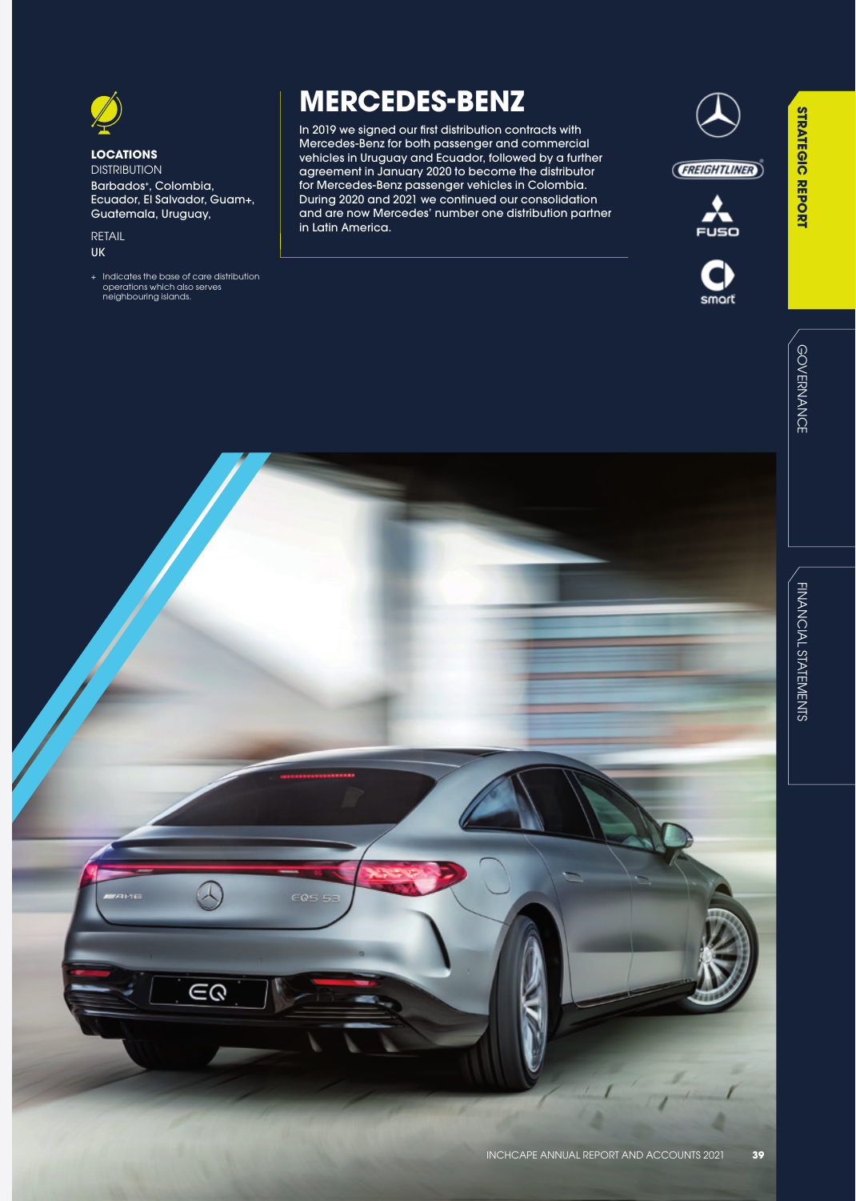# MERCEDES-BENZ

In 2019 we signed our first distribution contracts with Mercedes-Benz for both passenger and commercial vehicles in Uruguay and Ecuador, followed by a further agreement in January 2020 to become the distributor for Mercedes-Benz passenger vehicles in Colombia. During 2020 and 2021 we continued our consolidation and are now Mercedes' number one distribution partner in Latin America.

**LOCATIONS**

DISTRIBUTION

Barbados+, Colombia, Ecuador, El Salvador, Guam+, Guatemala, Uruguay,

RETAIL

UK

+ Indicates the base of care distribution operations which also serves neighbouring islands.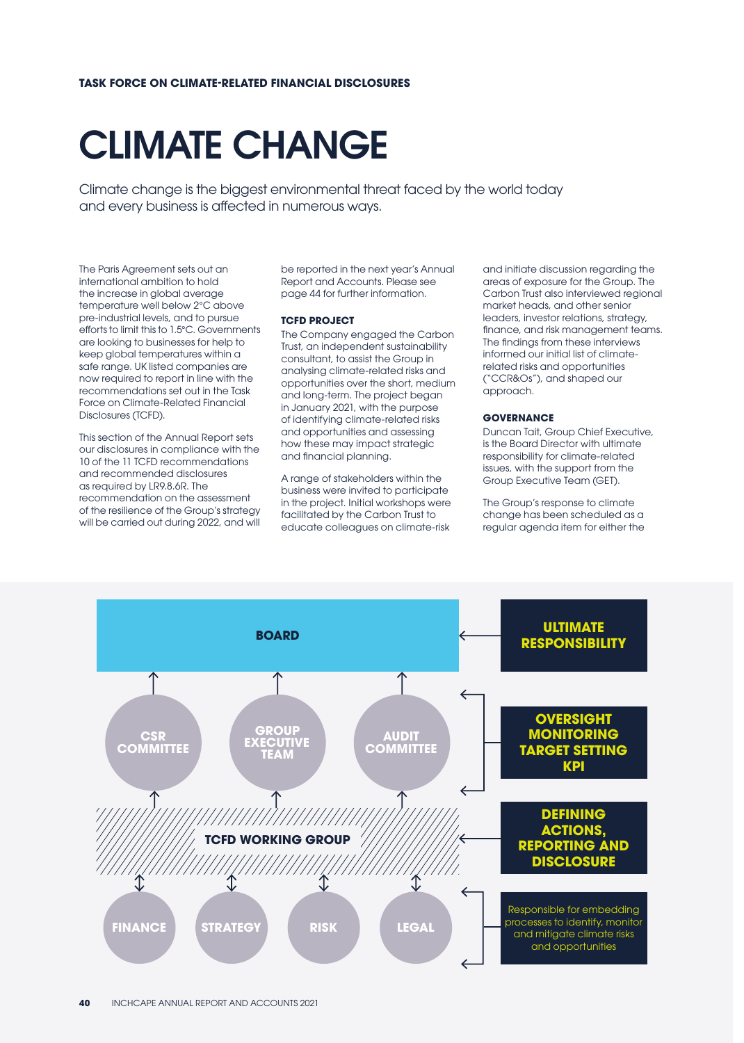TASK FORCE ON CLIMATE-RELATED FINANCIAL DISCLOSURES

# CLIMATE CHANGE

Climate change is the biggest environmental threat faced by the world today and every business is affected in numerous ways.

The Paris Agreement sets out an international ambition to hold the increase in global average temperature well below 2°C above pre-industrial levels, and to pursue efforts to limit this to 1.5°C. Governments are looking to businesses for help to keep global temperatures within a safe range. UK listed companies are now required to report in line with the recommendations set out in the Task Force on Climate-Related Financial Disclosures (TCFD).

This section of the Annual Report sets our disclosures in compliance with the 10 of the 11 TCFD recommendations and recommended disclosures as required by LR9.8.6R. The recommendation on the assessment of the resilience of the Group's strategy will be carried out during 2022, and will be reported in the next year's Annual Report and Accounts. Please see page 44 for further information.

### TCFD PROJECT

The Company engaged the Carbon Trust, an independent sustainability consultant, to assist the Group in analysing climate-related risks and opportunities over the short, medium and long-term. The project began in January 2021, with the purpose of identifying climate-related risks and assessing how these may impact strategic and financial planning.

A range of stakeholders within the business were invited to participate in the project. Initial workshops were facilitated by the Carbon Trust to educate colleagues on climate-risk and initiate discussion regarding the areas of exposure for the Group. The Carbon Trust also interviewed regional market heads, and other senior leaders, investor relations, strategy, finance, and risk management teams. The findings from these interviews informed our initial list of climate-related risks and opportunities ("CCR&Os"), and shaped our approach.

### GOVERNANCE

Duncan Tait, Group Chief Executive, is the Board Director with ultimate responsibility for climate-related issues, with the support from the Group Executive Team (GET).

The Group's response to climate change has been scheduled as a regular agenda item for either the

BOARD — ULTIMATE RESPONSIBILITY

CSR COMMITTEE | GROUP EXECUTIVE TEAM | AUDIT COMMITTEE — OVERSIGHT MONITORING TARGET SETTING KPI

TCFD WORKING GROUP — DEFINING ACTIONS, REPORTING AND DISCLOSURE

FINANCE | STRATEGY | RISK | LEGAL — Responsible for embedding processes to identify, monitor and mitigate climate risks and opportunities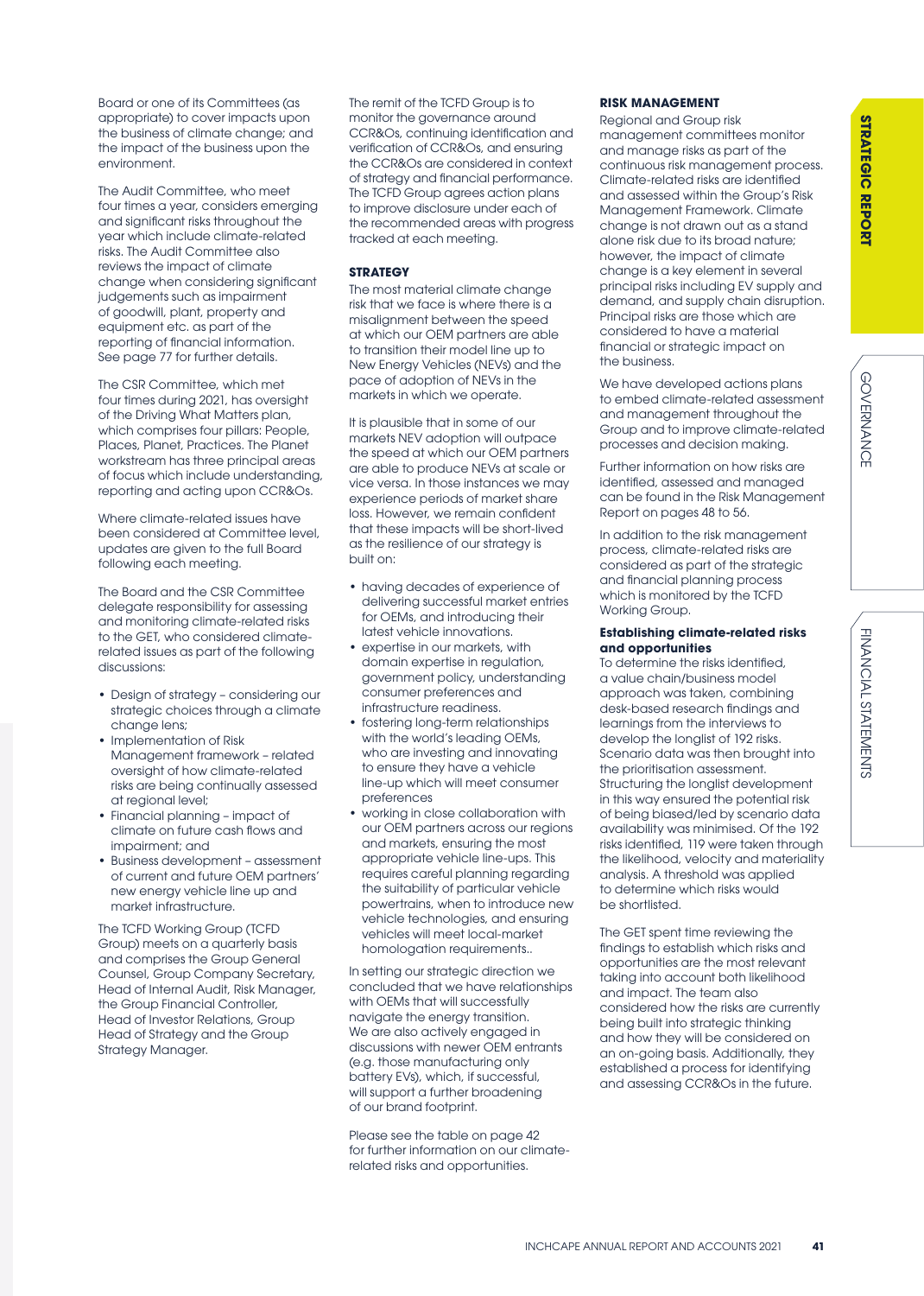Board or one of its Committees (as appropriate) to cover impacts upon the business of climate change; and the impact of the business upon the environment.

The Audit Committee, who meet four times a year, considers emerging and significant risks throughout the year which include climate-related risks. The Audit Committee also reviews the impact of climate change when considering significant judgements such as impairment of goodwill, plant, property and equipment etc. as part of the reporting of financial information. See page 77 for further details.

The CSR Committee, which met four times during 2021, has oversight of the Driving What Matters plan, which comprises four pillars: People, Places, Planet, Practices. The Planet workstream has three principal areas of focus which include understanding, reporting and acting upon CCR&Os.

Where climate-related issues have been considered at Committee level, updates are given to the full Board following each meeting.

The Board and the CSR Committee delegate responsibility for assessing and monitoring climate-related risks to the GET, who considered climate-related issues as part of the following discussions:

- Design of strategy – considering our strategic choices through a climate change lens;
- Implementation of Risk Management framework – related oversight of how climate-related risks are being continually assessed at regional level;
- Financial planning – impact of climate on future cash flows and impairment; and
- Business development – assessment of current and future OEM partners' new energy vehicle line up and market infrastructure.

The TCFD Working Group (TCFD Group) meets on a quarterly basis and comprises the Group General Counsel, Group Company Secretary, Head of Internal Audit, Risk Manager, the Group Financial Controller, Head of Investor Relations, Group Head of Strategy and the Group Strategy Manager.

The remit of the TCFD Group is to monitor the governance around CCR&Os, continuing identification and verification of CCR&Os, and ensuring the CCR&Os are considered in context of strategy and financial performance. The TCFD Group agrees action plans to improve disclosure under each of the recommended areas with progress tracked at each meeting.

## STRATEGY

The most material climate change risk that we face is where there is a misalignment between the speed at which our OEM partners are able to transition their model line up to New Energy Vehicles (NEVs) and the pace of adoption of NEVs in the markets in which we operate.

It is plausible that in some of our markets NEV adoption will outpace the speed at which our OEM partners are able to produce NEVs at scale or vice versa. In those instances we may experience periods of market share loss. However, we remain confident that these impacts will be short-lived as the resilience of our strategy is built on:

- having decades of experience of delivering successful market entries for OEMs, and introducing their latest vehicle innovations.
- expertise in our markets, with domain expertise in regulation, government policy, understanding consumer preferences and infrastructure readiness.
- fostering long-term relationships with the world's leading OEMs, who are investing and innovating to ensure they have a vehicle line-up which will meet consumer preferences
- working in close collaboration with our OEM partners across our regions and markets, ensuring the most appropriate vehicle line-ups. This requires careful planning regarding the suitability of particular vehicle powertrains, when to introduce new vehicle technologies, and ensuring vehicles will meet local-market homologation requirements..

In setting our strategic direction we concluded that we have relationships with OEMs that will successfully navigate the energy transition. We are also actively engaged in discussions with newer OEM entrants (e.g. those manufacturing only battery EVs), which, if successful, will support a further broadening of our brand footprint.

Please see the table on page 42 for further information on our climate-related risks and opportunities.

## RISK MANAGEMENT

Regional and Group risk management committees monitor and manage risks as part of the continuous risk management process. Climate-related risks are identified and assessed within the Group's Risk Management Framework. Climate change is not drawn out as a stand alone risk due to its broad nature; however, the impact of climate change is a key element in several principal risks including EV supply and demand, and supply chain disruption. Principal risks are those which are considered to have a material financial or strategic impact on the business.

We have developed actions plans to embed climate-related assessment and management throughout the Group and to improve climate-related processes and decision making.

Further information on how risks are identified, assessed and managed can be found in the Risk Management Report on pages 48 to 56.

In addition to the risk management process, climate-related risks are considered as part of the strategic and financial planning process which is monitored by the TCFD Working Group.

### Establishing climate-related risks and opportunities

To determine the risks identified, a value chain/business model approach was taken, combining desk-based research findings and learnings from the interviews to develop the longlist of 192 risks. Scenario data was then brought into the prioritisation assessment. Structuring the longlist development in this way ensured the potential risk of being biased/led by scenario data availability was minimised. Of the 192 risks identified, 119 were taken through the likelihood, velocity and materiality analysis. A threshold was applied to determine which risks would be shortlisted.

The GET spent time reviewing the findings to establish which risks and opportunities are the most relevant taking into account both likelihood and impact. The team also considered how the risks are currently being built into strategic thinking and how they will be considered on an on-going basis. Additionally, they established a process for identifying and assessing CCR&Os in the future.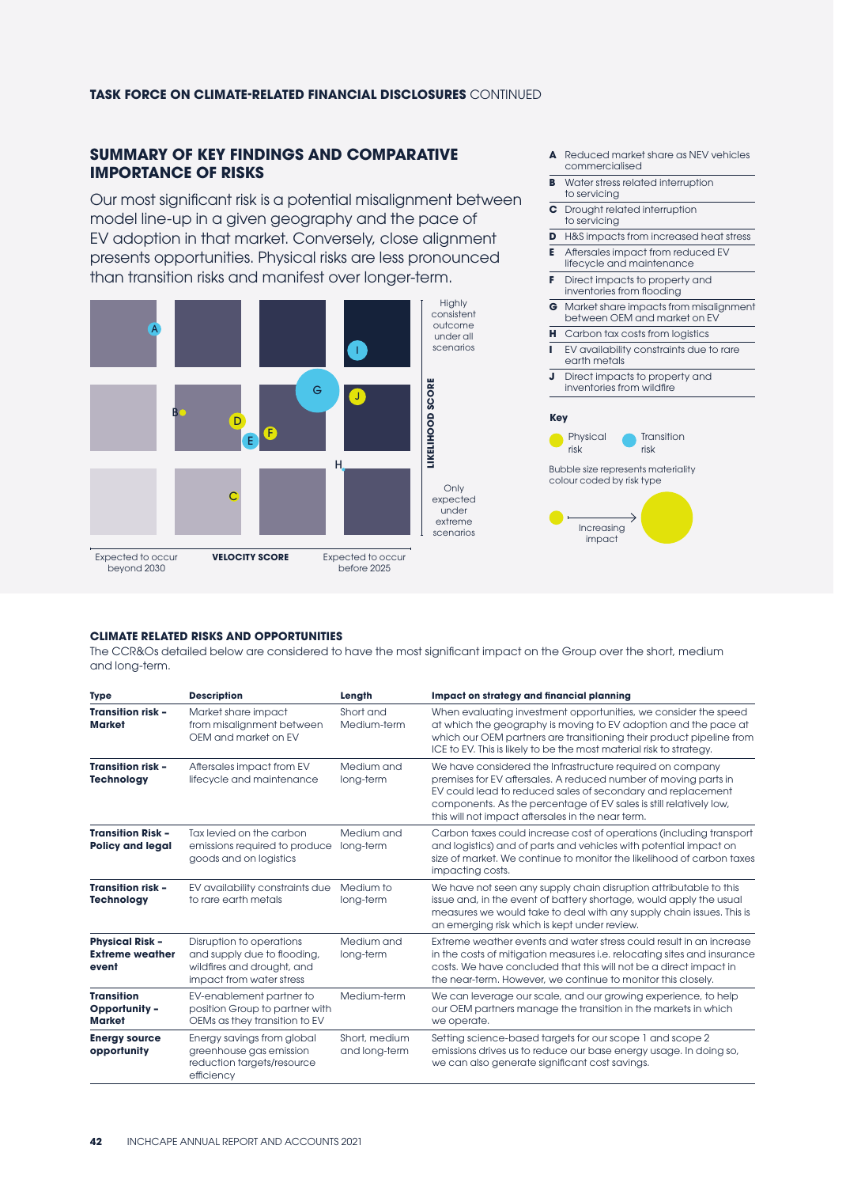**TASK FORCE ON CLIMATE-RELATED FINANCIAL DISCLOSURES** CONTINUED

## SUMMARY OF KEY FINDINGS AND COMPARATIVE IMPORTANCE OF RISKS

Our most significant risk is a potential misalignment between model line-up in a given geography and the pace of EV adoption in that market. Conversely, close alignment presents opportunities. Physical risks are less pronounced than transition risks and manifest over longer-term.

LIKELIHOOD SCORE: Highly consistent outcome under all scenarios / Only expected under extreme scenarios

VELOCITY SCORE: Expected to occur beyond 2030 / Expected to occur before 2025

A, I, G, E, H

B, D, F, J, C

- **A** Reduced market share as NEV vehicles commercialised
- **B** Water stress related interruption to servicing
- **C** Drought related interruption to servicing
- **D** H&S impacts from increased heat stress
- **E** Aftersales impact from reduced EV lifecycle and maintenance
- **F** Direct impacts to property and inventories from flooding
- **G** Market share impacts from misalignment between OEM and market on EV
- **H** Carbon tax costs from logistics
- **I** EV availability constraints due to rare earth metals
- **J** Direct impacts to property and inventories from wildfire

**Key**

Physical risk | Transition risk

Bubble size represents materiality colour coded by risk type

Increasing impact

### CLIMATE RELATED RISKS AND OPPORTUNITIES

The CCR&Os detailed below are considered to have the most significant impact on the Group over the short, medium and long-term.

| Type | Description | Length | Impact on strategy and financial planning |
|---|---|---|---|
| **Transition risk – Market** | Market share impact from misalignment between OEM and market on EV | Short and Medium-term | When evaluating investment opportunities, we consider the speed at which the geography is moving to EV adoption and the pace at which our OEM partners are transitioning their product pipeline from ICE to EV. This is likely to be the most material risk to strategy. |
| **Transition risk – Technology** | Aftersales impact from EV lifecycle and maintenance | Medium and long-term | We have considered the Infrastructure required on company premises for EV aftersales. A reduced number of moving parts in EV could lead to reduced sales of secondary and replacement components. As the percentage of EV sales is still relatively low, this will not impact aftersales in the near term. |
| **Transition Risk – Policy and legal** | Tax levied on the carbon emissions required to produce goods and on logistics | Medium and long-term | Carbon taxes could increase cost of operations (including transport and logistics) and of parts and vehicles with potential impact on size of market. We continue to monitor the likelihood of carbon taxes impacting costs. |
| **Transition risk – Technology** | EV availability constraints due to rare earth metals | Medium to long-term | We have not seen any supply chain disruption attributable to this issue and, in the event of battery shortage, would apply the usual measures we would take to deal with any supply chain issues. This is an emerging risk which is kept under review. |
| **Physical Risk – Extreme weather event** | Disruption to operations and supply due to flooding, wildfires and drought, and impact from water stress | Medium and long-term | Extreme weather events and water stress could result in an increase in the costs of mitigation measures i.e. relocating sites and insurance costs. We have concluded that this will not be a direct impact in the near-term. However, we continue to monitor this closely. |
| **Transition Opportunity – Market** | EV-enablement partner to position Group to partner with OEMs as they transition to EV | Medium-term | We can leverage our scale, and our growing experience, to help our OEM partners manage the transition in the markets in which we operate. |
| **Energy source opportunity** | Energy savings from global greenhouse gas emission reduction targets/resource efficiency | Short, medium and long-term | Setting science-based targets for our scope 1 and scope 2 emissions drives us to reduce our base energy usage. In doing so, we can also generate significant cost savings. |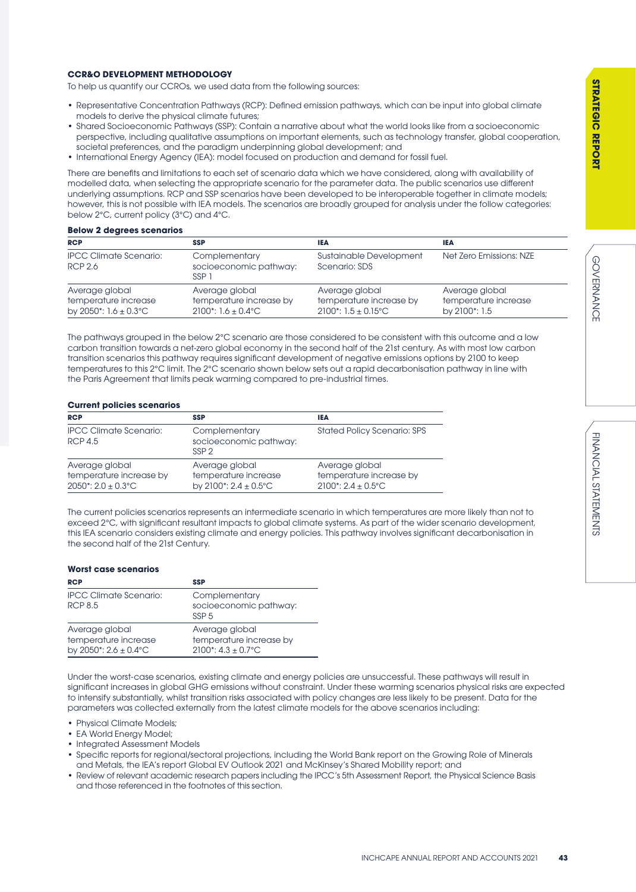### CCR&O DEVELOPMENT METHODOLOGY

To help us quantify our CCROs, we used data from the following sources:

- Representative Concentration Pathways (RCP): Defined emission pathways, which can be input into global climate models to derive the physical climate futures;
- Shared Socioeconomic Pathways (SSP): Contain a narrative about what the world looks like from a socioeconomic perspective, including qualitative assumptions on important elements, such as technology transfer, global cooperation, societal preferences, and the paradigm underpinning global development; and
- International Energy Agency (IEA): model focused on production and demand for fossil fuel.

There are benefits and limitations to each set of scenario data which we have considered, along with availability of modelled data, when selecting the appropriate scenario for the parameter data. The public scenarios use different underlying assumptions. RCP and SSP scenarios have been developed to be interoperable together in climate models; however, this is not possible with IEA models. The scenarios are broadly grouped for analysis under the follow categories: below 2°C, current policy (3°C) and 4°C.

**Below 2 degrees scenarios**

| RCP | SSP | IEA | IEA |
|---|---|---|---|
| IPCC Climate Scenario: RCP 2.6 | Complementary socioeconomic pathway: SSP 1 | Sustainable Development Scenario: SDS | Net Zero Emissions: NZE |
| Average global temperature increase by 2050*: 1.6 ± 0.3°C | Average global temperature increase by 2100*: 1.6 ± 0.4°C | Average global temperature increase by 2100*: 1.5 ± 0.15°C | Average global temperature increase by 2100*: 1.5 |

The pathways grouped in the below 2°C scenario are those considered to be consistent with this outcome and a low carbon transition towards a net-zero global economy in the second half of the 21st century. As with most low carbon transition scenarios this pathway requires significant development of negative emissions options by 2100 to keep temperatures to this 2°C limit. The 2°C scenario shown below sets out a rapid decarbonisation pathway in line with the Paris Agreement that limits peak warming compared to pre-industrial times.

**Current policies scenarios**

| RCP | SSP | IEA |
|---|---|---|
| IPCC Climate Scenario: RCP 4.5 | Complementary socioeconomic pathway: SSP 2 | Stated Policy Scenario: SPS |
| Average global temperature increase by 2050*: 2.0 ± 0.3°C | Average global temperature increase by 2100*: 2.4 ± 0.5°C | Average global temperature increase by 2100*: 2.4 ± 0.5°C |

The current policies scenarios represents an intermediate scenario in which temperatures are more likely than not to exceed 2°C, with significant resultant impacts to global climate systems. As part of the wider scenario development, this IEA scenario considers existing climate and energy policies. This pathway involves significant decarbonisation in the second half of the 21st Century.

**Worst case scenarios**

| RCP | SSP |
|---|---|
| IPCC Climate Scenario: RCP 8.5 | Complementary socioeconomic pathway: SSP 5 |
| Average global temperature increase by 2050*: 2.6 ± 0.4°C | Average global temperature increase by 2100*: 4.3 ± 0.7°C |

Under the worst-case scenarios, existing climate and energy policies are unsuccessful. These pathways will result in significant increases in global GHG emissions without constraint. Under these warming scenarios physical risks are expected to intensify substantially, whilst transition risks associated with policy changes are less likely to be present. Data for the parameters was collected externally from the latest climate models for the above scenarios including:

- Physical Climate Models;
- EA World Energy Model;
- Integrated Assessment Models
- Specific reports for regional/sectoral projections, including the World Bank report on the Growing Role of Minerals and Metals, the IEA's report Global EV Outlook 2021 and McKinsey's Shared Mobility report; and
- Review of relevant academic research papers including the IPCC's 5th Assessment Report, the Physical Science Basis and those referenced in the footnotes of this section.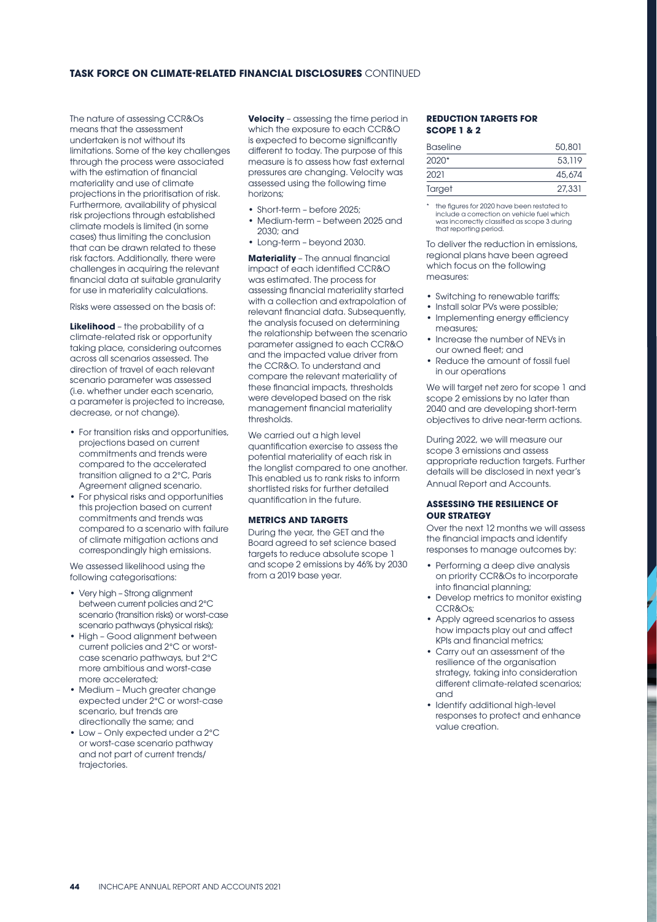## TASK FORCE ON CLIMATE-RELATED FINANCIAL DISCLOSURES CONTINUED

The nature of assessing CCR&Os means that the assessment undertaken is not without its limitations. Some of the key challenges through the process were associated with the estimation of financial materiality and use of climate projections in the prioritisation of risk. Furthermore, availability of physical risk projections through established climate models is limited (in some cases) thus limiting the conclusion that can be drawn related to these risk factors. Additionally, there were challenges in acquiring the relevant financial data at suitable granularity for use in materiality calculations.

Risks were assessed on the basis of:

**Likelihood** – the probability of a climate-related risk or opportunity taking place, considering outcomes across all scenarios assessed. The direction of travel of each relevant scenario parameter was assessed (i.e. whether under each scenario, a parameter is projected to increase, decrease, or not change).

- For transition risks and opportunities, projections based on current commitments and trends were compared to the accelerated transition aligned to a 2°C, Paris Agreement aligned scenario.
- For physical risks and opportunities this projection based on current commitments and trends was compared to a scenario with failure of climate mitigation actions and correspondingly high emissions.

We assessed likelihood using the following categorisations:

- Very high – Strong alignment between current policies and 2°C scenario (transition risks) or worst-case scenario pathways (physical risks);
- High – Good alignment between current policies and 2°C or worst-case scenario pathways, but 2°C more ambitious and worst-case more accelerated;
- Medium – Much greater change expected under 2°C or worst-case scenario, but trends are directionally the same; and
- Low – Only expected under a 2°C or worst-case scenario pathway and not part of current trends/ trajectories.

**Velocity** – assessing the time period in which the exposure to each CCR&O is expected to become significantly different to today. The purpose of this measure is to assess how fast external pressures are changing. Velocity was assessed using the following time horizons;

- Short-term – before 2025;
- Medium-term – between 2025 and 2030; and
- Long-term – beyond 2030.

**Materiality** – The annual financial impact of each identified CCR&O was estimated. The process for assessing financial materiality started with a collection and extrapolation of relevant financial data. Subsequently, the analysis focused on determining the relationship between the scenario parameter assigned to each CCR&O and the impacted value driver from the CCR&O. To understand and compare the relevant materiality of these financial impacts, thresholds were developed based on the risk management financial materiality thresholds.

We carried out a high level quantification exercise to assess the potential materiality of each risk in the longlist compared to one another. This enabled us to rank risks to inform shortlisted risks for further detailed quantification in the future.

### METRICS AND TARGETS

During the year, the GET and the Board agreed to set science based targets to reduce absolute scope 1 and scope 2 emissions by 46% by 2030 from a 2019 base year.

### REDUCTION TARGETS FOR SCOPE 1 & 2

| | |
|---|---|
| Baseline | 50,801 |
| 2020* | 53,119 |
| 2021 | 45,674 |
| Target | 27,331 |

\* the figures for 2020 have been restated to include a correction on vehicle fuel which was incorrectly classified as scope 3 during that reporting period.

To deliver the reduction in emissions, regional plans have been agreed which focus on the following measures:

- Switching to renewable tariffs;
- Install solar PVs were possible;
- Implementing energy efficiency measures;
- Increase the number of NEVs in our owned fleet; and
- Reduce the amount of fossil fuel in our operations

We will target net zero for scope 1 and scope 2 emissions by no later than 2040 and are developing short-term objectives to drive near-term actions.

During 2022, we will measure our scope 3 emissions and assess appropriate reduction targets. Further details will be disclosed in next year's Annual Report and Accounts.

### ASSESSING THE RESILIENCE OF OUR STRATEGY

Over the next 12 months we will assess the financial impacts and identify responses to manage outcomes by:

- Performing a deep dive analysis on priority CCR&Os to incorporate into financial planning;
- Develop metrics to monitor existing CCR&Os;
- Apply agreed scenarios to assess how impacts play out and affect KPIs and financial metrics;
- Carry out an assessment of the resilience of the organisation strategy, taking into consideration different climate-related scenarios; and
- Identify additional high-level responses to protect and enhance value creation.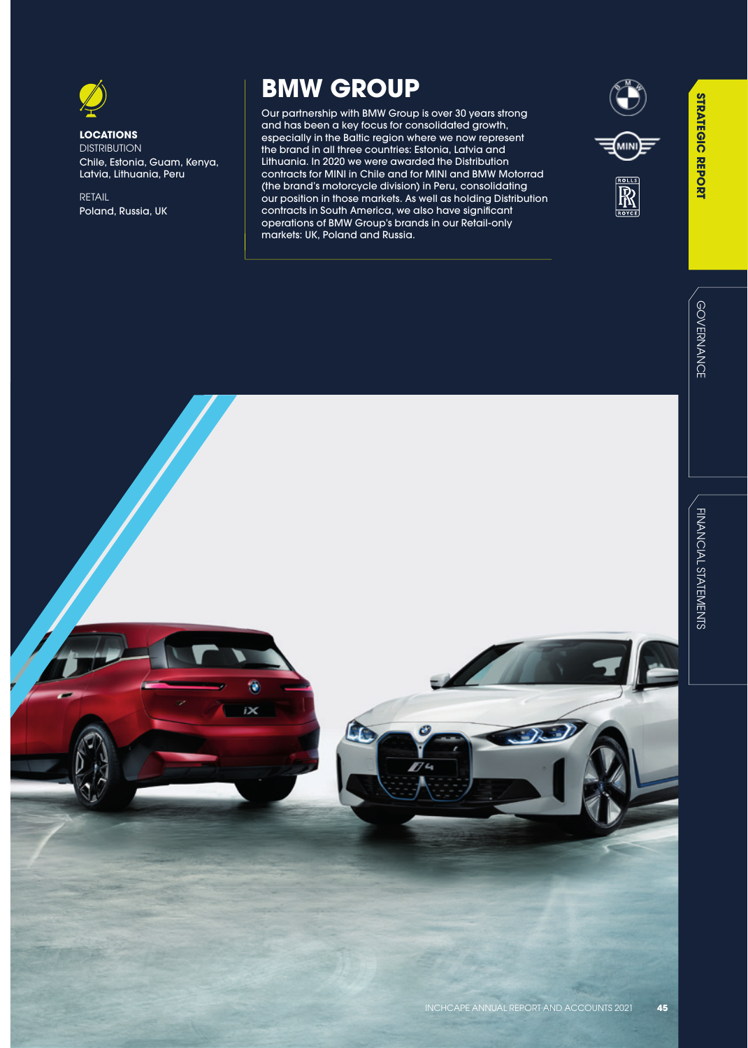# BMW GROUP

**LOCATIONS**

DISTRIBUTION

Chile, Estonia, Guam, Kenya, Latvia, Lithuania, Peru

RETAIL

Poland, Russia, UK

Our partnership with BMW Group is over 30 years strong and has been a key focus for consolidated growth, especially in the Baltic region where we now represent the brand in all three countries: Estonia, Latvia and Lithuania. In 2020 we were awarded the Distribution contracts for MINI in Chile and for MINI and BMW Motorrad (the brand's motorcycle division) in Peru, consolidating our position in those markets. As well as holding Distribution contracts in South America, we also have significant operations of BMW Group's brands in our Retail-only markets: UK, Poland and Russia.